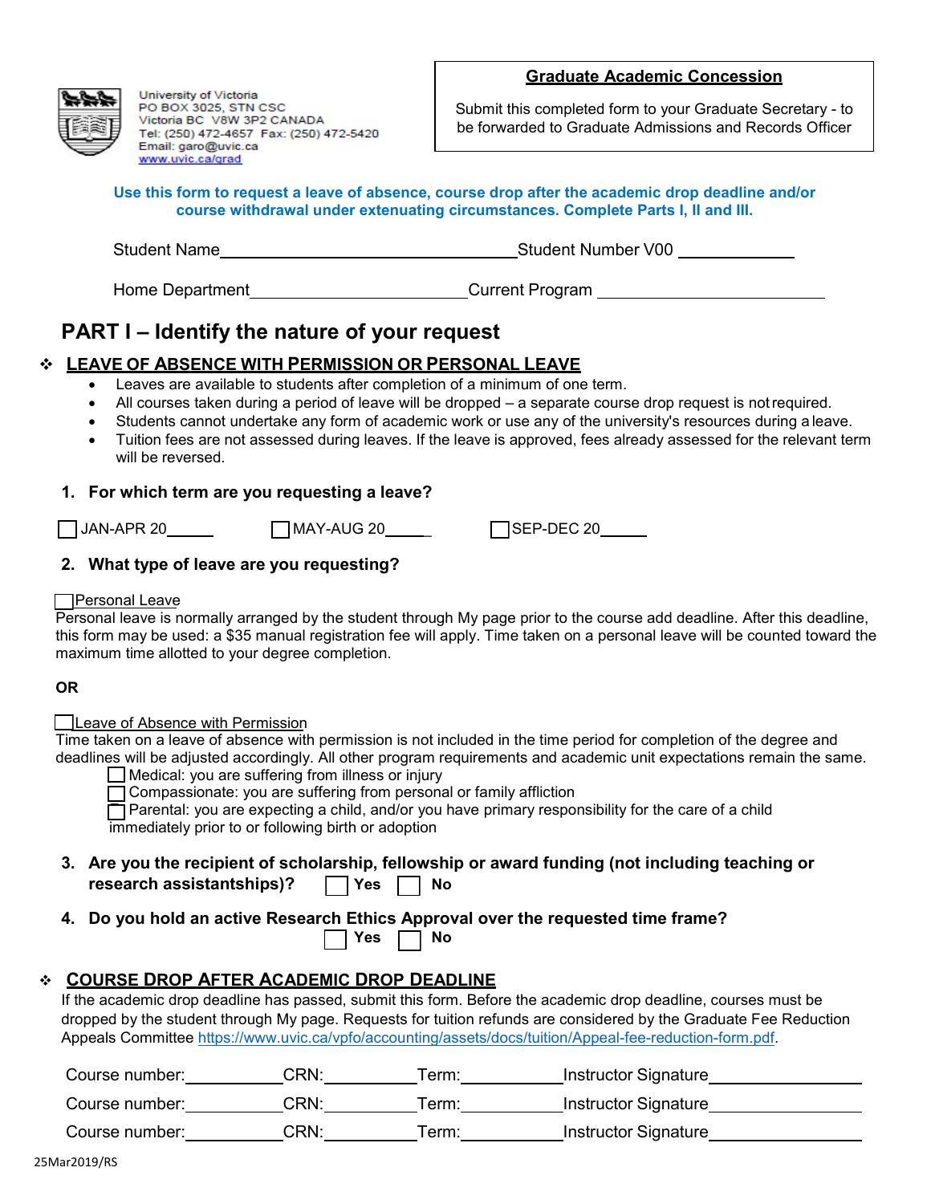University of Victoria
PO BOX 3025, STN CSC
Victoria BC V8W 3P2 CANADA
Tel: (250) 472-4657 Fax: (250) 472-5420
Email: garo@uvic.ca
www.uvic.ca/grad

**Graduate Academic Concession**

Submit this completed form to your Graduate Secretary - to be forwarded to Graduate Admissions and Records Officer

**Use this form to request a leave of absence, course drop after the academic drop deadline and/or course withdrawal under extenuating circumstances. Complete Parts I, II and III.**

Student Name_________________________________Student Number V00 ____________

Home Department________________________Current Program ________________________

# PART I – Identify the nature of your request

## ❖ LEAVE OF ABSENCE WITH PERMISSION OR PERSONAL LEAVE

- Leaves are available to students after completion of a minimum of one term.
- All courses taken during a period of leave will be dropped – a separate course drop request is not required.
- Students cannot undertake any form of academic work or use any of the university's resources during a leave.
- Tuition fees are not assessed during leaves. If the leave is approved, fees already assessed for the relevant term will be reversed.

**1. For which term are you requesting a leave?**

☐ JAN-APR 20_____ ☐ MAY-AUG 20_____ ☐ SEP-DEC 20_____

**2. What type of leave are you requesting?**

☐ Personal Leave

Personal leave is normally arranged by the student through My page prior to the course add deadline. After this deadline, this form may be used: a $35 manual registration fee will apply. Time taken on a personal leave will be counted toward the maximum time allotted to your degree completion.

**OR**

☐ Leave of Absence with Permission

Time taken on a leave of absence with permission is not included in the time period for completion of the degree and deadlines will be adjusted accordingly. All other program requirements and academic unit expectations remain the same.

☐ Medical: you are suffering from illness or injury
☐ Compassionate: you are suffering from personal or family affliction
☐ Parental: you are expecting a child, and/or you have primary responsibility for the care of a child immediately prior to or following birth or adoption

**3. Are you the recipient of scholarship, fellowship or award funding (not including teaching or research assistantships)?** ☐ **Yes** ☐ **No**

**4. Do you hold an active Research Ethics Approval over the requested time frame?** ☐ **Yes** ☐ **No**

## ❖ COURSE DROP AFTER ACADEMIC DROP DEADLINE

If the academic drop deadline has passed, submit this form. Before the academic drop deadline, courses must be dropped by the student through My page. Requests for tuition refunds are considered by the Graduate Fee Reduction Appeals Committee https://www.uvic.ca/vpfo/accounting/assets/docs/tuition/Appeal-fee-reduction-form.pdf.

Course number:__________CRN:__________Term:__________Instructor Signature______________

Course number:__________CRN:__________Term:__________Instructor Signature______________

Course number:__________CRN:__________Term:__________Instructor Signature______________

25Mar2019/RS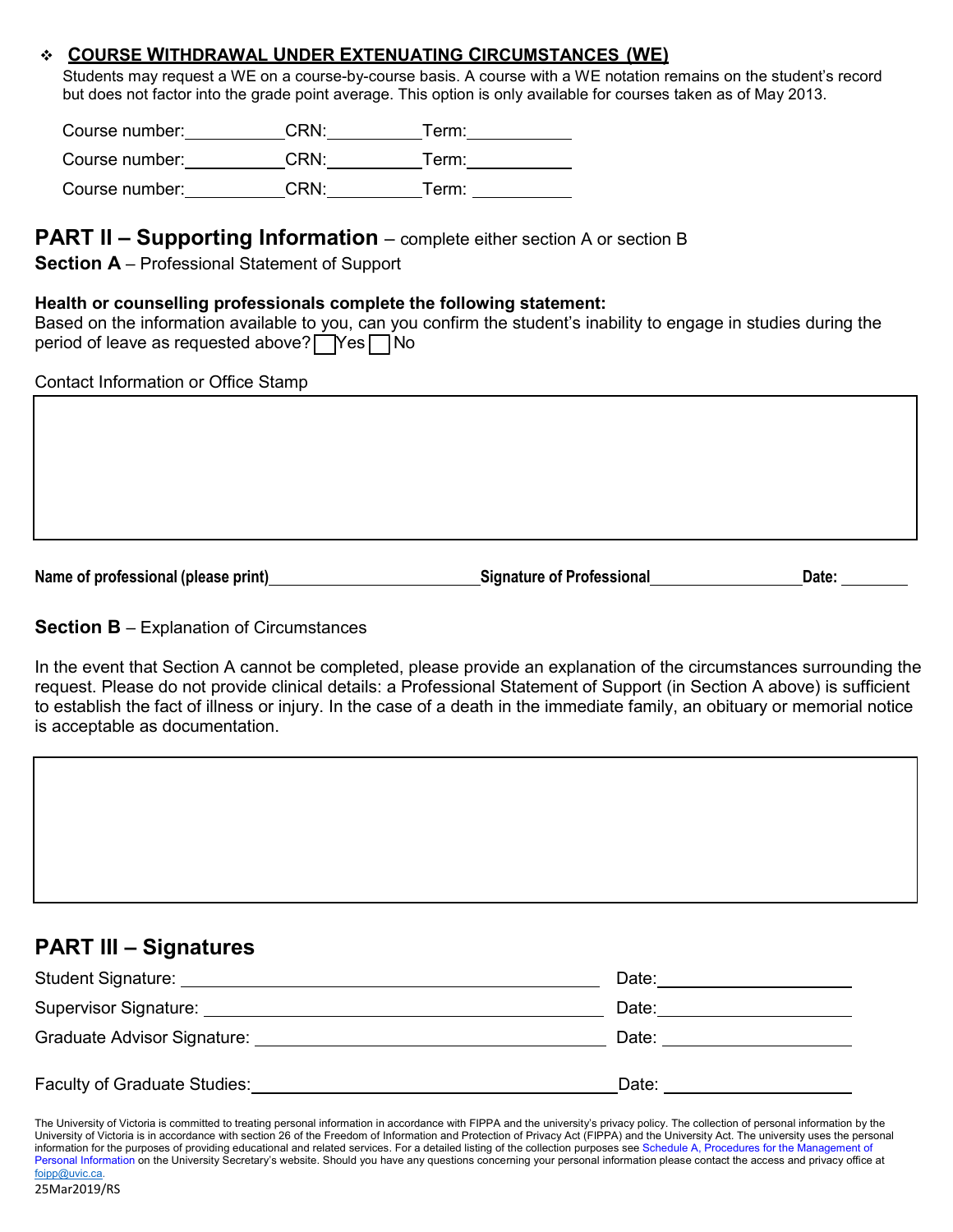- **COURSE WITHDRAWAL UNDER EXTENUATING CIRCUMSTANCES (WE)**

Students may request a WE on a course-by-course basis. A course with a WE notation remains on the student's record but does not factor into the grade point average. This option is only available for courses taken as of May 2013.

Course number:__________ CRN:__________ Term:__________

Course number:__________ CRN:__________ Term:__________

Course number:__________ CRN:__________ Term:__________

## PART II – Supporting Information – complete either section A or section B

**Section A** – Professional Statement of Support

**Health or counselling professionals complete the following statement:**

Based on the information available to you, can you confirm the student's inability to engage in studies during the period of leave as requested above? ☐ Yes ☐ No

Contact Information or Office Stamp

**Name of professional (please print)**__________________ **Signature of Professional**__________________ **Date:** ________

**Section B** – Explanation of Circumstances

In the event that Section A cannot be completed, please provide an explanation of the circumstances surrounding the request. Please do not provide clinical details: a Professional Statement of Support (in Section A above) is sufficient to establish the fact of illness or injury. In the case of a death in the immediate family, an obituary or memorial notice is acceptable as documentation.

## PART III – Signatures

Student Signature: ______________________________ Date: __________

Supervisor Signature: ______________________________ Date: __________

Graduate Advisor Signature: ______________________________ Date: __________

Faculty of Graduate Studies: ______________________________ Date: __________

The University of Victoria is committed to treating personal information in accordance with FIPPA and the university's privacy policy. The collection of personal information by the University of Victoria is in accordance with section 26 of the Freedom of Information and Protection of Privacy Act (FIPPA) and the University Act. The university uses the personal information for the purposes of providing educational and related services. For a detailed listing of the collection purposes see Schedule A, Procedures for the Management of Personal Information on the University Secretary's website. Should you have any questions concerning your personal information please contact the access and privacy office at foipp@uvic.ca.

25Mar2019/RS